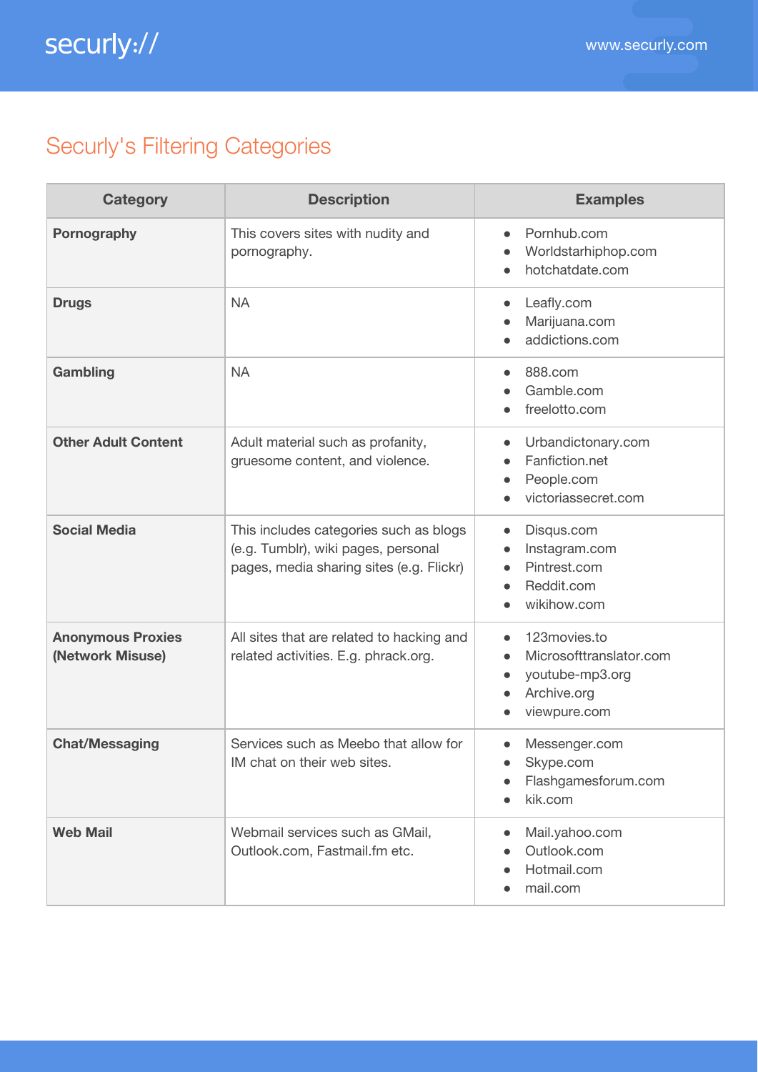# Securly's Filtering Categories

| Category | Description | Examples |
| --- | --- | --- |
| **Pornography** | This covers sites with nudity and pornography. | • Pornhub.com<br>• Worldstarhiphop.com<br>• hotchatdate.com |
| **Drugs** | NA | • Leafly.com<br>• Marijuana.com<br>• addictions.com |
| **Gambling** | NA | • 888.com<br>• Gamble.com<br>• freelotto.com |
| **Other Adult Content** | Adult material such as profanity, gruesome content, and violence. | • Urbandictonary.com<br>• Fanfiction.net<br>• People.com<br>• victoriassecret.com |
| **Social Media** | This includes categories such as blogs (e.g. Tumblr), wiki pages, personal pages, media sharing sites (e.g. Flickr) | • Disqus.com<br>• Instagram.com<br>• Pintrest.com<br>• Reddit.com<br>• wikihow.com |
| **Anonymous Proxies (Network Misuse)** | All sites that are related to hacking and related activities. E.g. phrack.org. | • 123movies.to<br>• Microsofttranslator.com<br>• youtube-mp3.org<br>• Archive.org<br>• viewpure.com |
| **Chat/Messaging** | Services such as Meebo that allow for IM chat on their web sites. | • Messenger.com<br>• Skype.com<br>• Flashgamesforum.com<br>• kik.com |
| **Web Mail** | Webmail services such as GMail, Outlook.com, Fastmail.fm etc. | • Mail.yahoo.com<br>• Outlook.com<br>• Hotmail.com<br>• mail.com |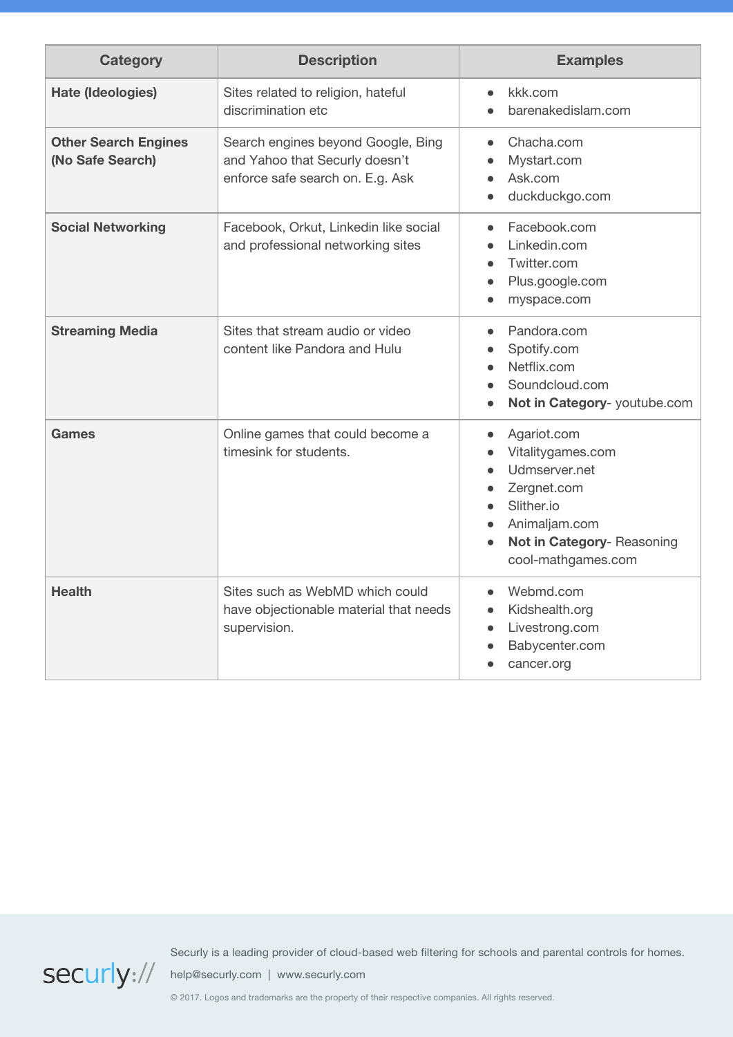| Category | Description | Examples |
|---|---|---|
| **Hate (Ideologies)** | Sites related to religion, hateful discrimination etc | • kkk.com<br>• barenakedislam.com |
| **Other Search Engines (No Safe Search)** | Search engines beyond Google, Bing and Yahoo that Securly doesn't enforce safe search on. E.g. Ask | • Chacha.com<br>• Mystart.com<br>• Ask.com<br>• duckduckgo.com |
| **Social Networking** | Facebook, Orkut, Linkedin like social and professional networking sites | • Facebook.com<br>• Linkedin.com<br>• Twitter.com<br>• Plus.google.com<br>• myspace.com |
| **Streaming Media** | Sites that stream audio or video content like Pandora and Hulu | • Pandora.com<br>• Spotify.com<br>• Netflix.com<br>• Soundcloud.com<br>• **Not in Category**- youtube.com |
| **Games** | Online games that could become a timesink for students. | • Agariot.com<br>• Vitalitygames.com<br>• Udmserver.net<br>• Zergnet.com<br>• Slither.io<br>• Animaljam.com<br>• **Not in Category**- Reasoning cool-mathgames.com |
| **Health** | Sites such as WebMD which could have objectionable material that needs supervision. | • Webmd.com<br>• Kidshealth.org<br>• Livestrong.com<br>• Babycenter.com<br>• cancer.org |

securly://

Securly is a leading provider of cloud-based web filtering for schools and parental controls for homes.

help@securly.com | www.securly.com

© 2017. Logos and trademarks are the property of their respective companies. All rights reserved.